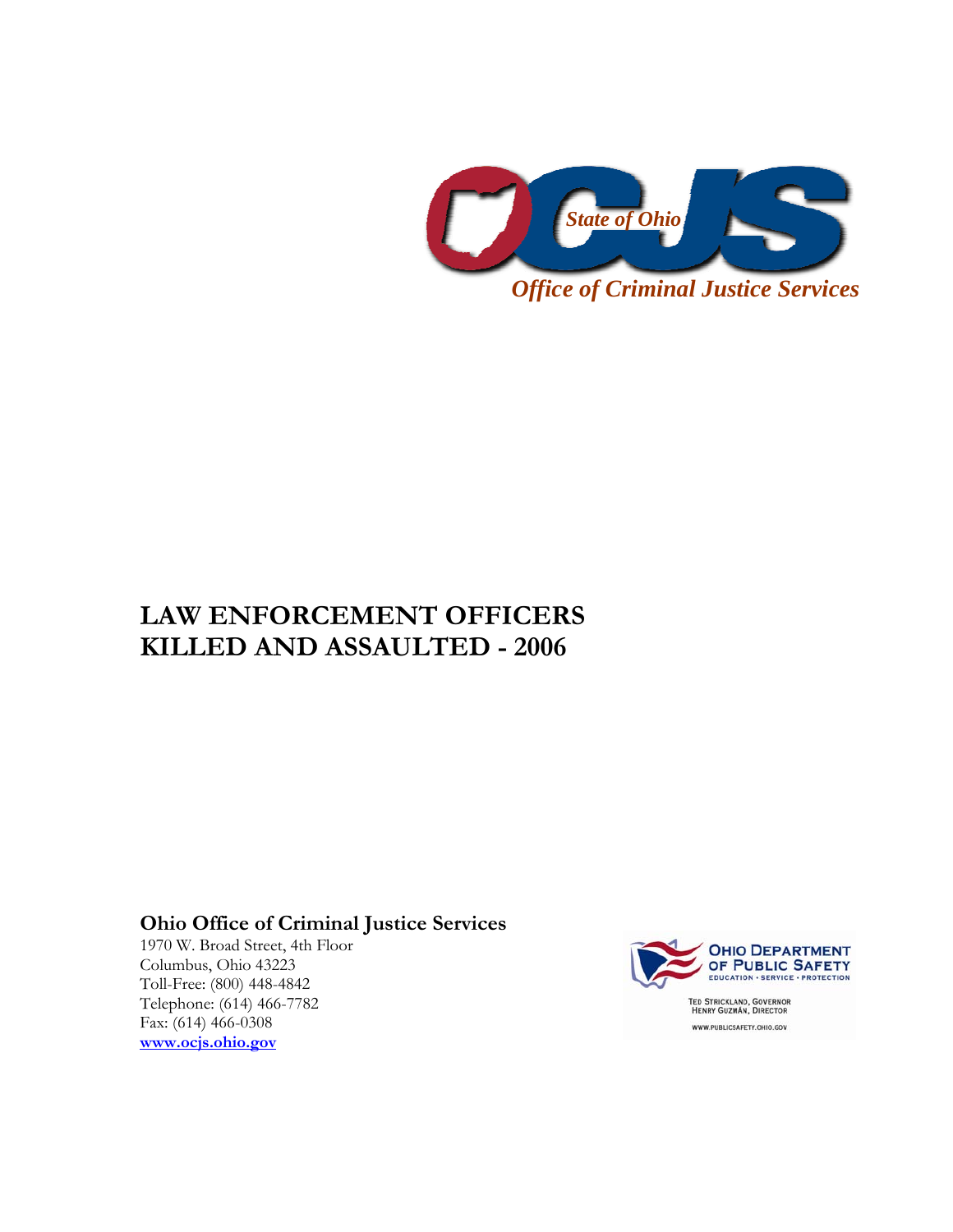State of Ohio

*Office of Criminal Justice Services*

# LAW ENFORCEMENT OFFICERS KILLED AND ASSAULTED - 2006

**Ohio Office of Criminal Justice Services**
1970 W. Broad Street, 4th Floor
Columbus, Ohio 43223
Toll-Free: (800) 448-4842
Telephone: (614) 466-7782
Fax: (614) 466-0308
**www.ocjs.ohio.gov**

OHIO DEPARTMENT OF PUBLIC SAFETY
EDUCATION • SERVICE • PROTECTION

TED STRICKLAND, GOVERNOR
HENRY GUZMÁN, DIRECTOR

WWW.PUBLICSAFETY.OHIO.GOV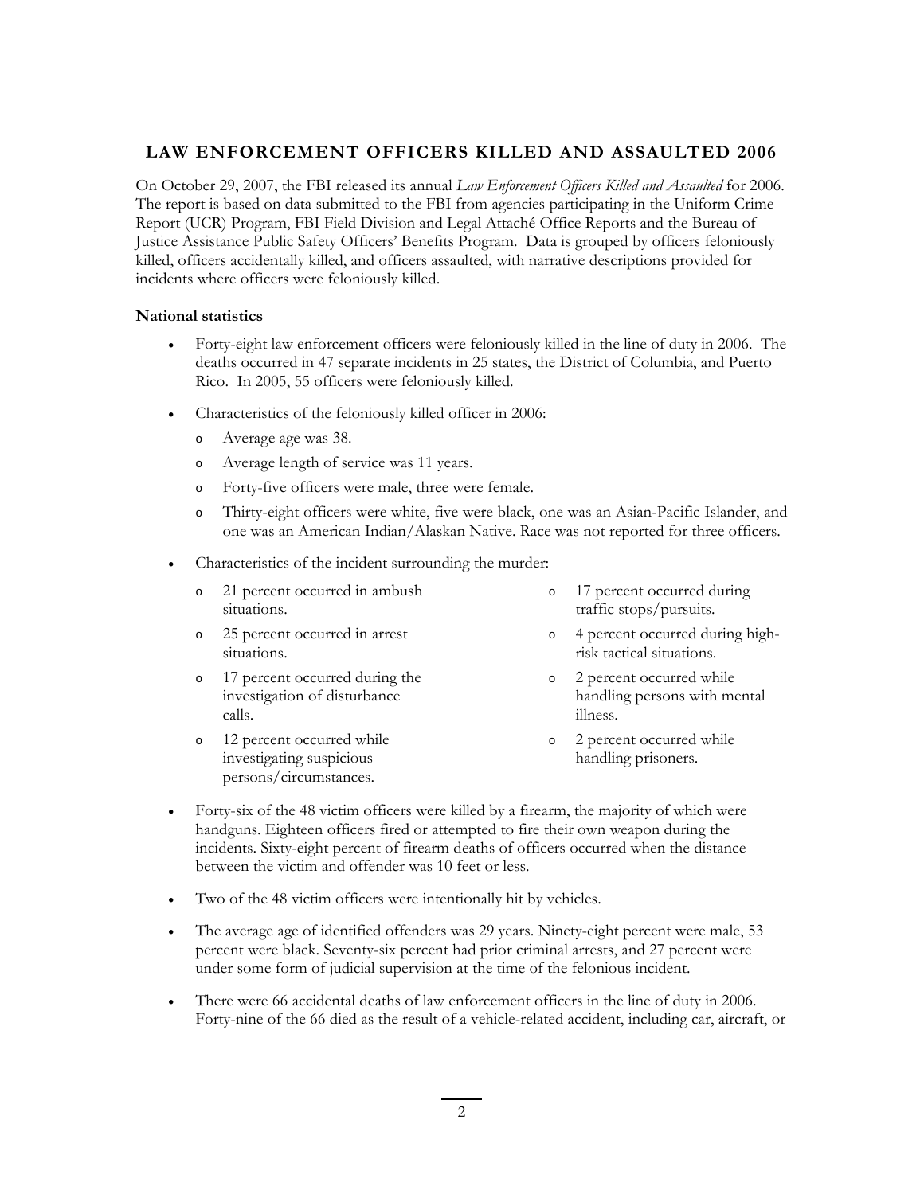## LAW ENFORCEMENT OFFICERS KILLED AND ASSAULTED 2006

On October 29, 2007, the FBI released its annual *Law Enforcement Officers Killed and Assaulted* for 2006. The report is based on data submitted to the FBI from agencies participating in the Uniform Crime Report (UCR) Program, FBI Field Division and Legal Attaché Office Reports and the Bureau of Justice Assistance Public Safety Officers' Benefits Program. Data is grouped by officers feloniously killed, officers accidentally killed, and officers assaulted, with narrative descriptions provided for incidents where officers were feloniously killed.

**National statistics**

- Forty-eight law enforcement officers were feloniously killed in the line of duty in 2006. The deaths occurred in 47 separate incidents in 25 states, the District of Columbia, and Puerto Rico. In 2005, 55 officers were feloniously killed.
- Characteristics of the feloniously killed officer in 2006:
  - Average age was 38.
  - Average length of service was 11 years.
  - Forty-five officers were male, three were female.
  - Thirty-eight officers were white, five were black, one was an Asian-Pacific Islander, and one was an American Indian/Alaskan Native. Race was not reported for three officers.
- Characteristics of the incident surrounding the murder:
  - 21 percent occurred in ambush situations.
  - 25 percent occurred in arrest situations.
  - 17 percent occurred during the investigation of disturbance calls.
  - 12 percent occurred while investigating suspicious persons/circumstances.
  - 17 percent occurred during traffic stops/pursuits.
  - 4 percent occurred during high-risk tactical situations.
  - 2 percent occurred while handling persons with mental illness.
  - 2 percent occurred while handling prisoners.
- Forty-six of the 48 victim officers were killed by a firearm, the majority of which were handguns. Eighteen officers fired or attempted to fire their own weapon during the incidents. Sixty-eight percent of firearm deaths of officers occurred when the distance between the victim and offender was 10 feet or less.
- Two of the 48 victim officers were intentionally hit by vehicles.
- The average age of identified offenders was 29 years. Ninety-eight percent were male, 53 percent were black. Seventy-six percent had prior criminal arrests, and 27 percent were under some form of judicial supervision at the time of the felonious incident.
- There were 66 accidental deaths of law enforcement officers in the line of duty in 2006. Forty-nine of the 66 died as the result of a vehicle-related accident, including car, aircraft, or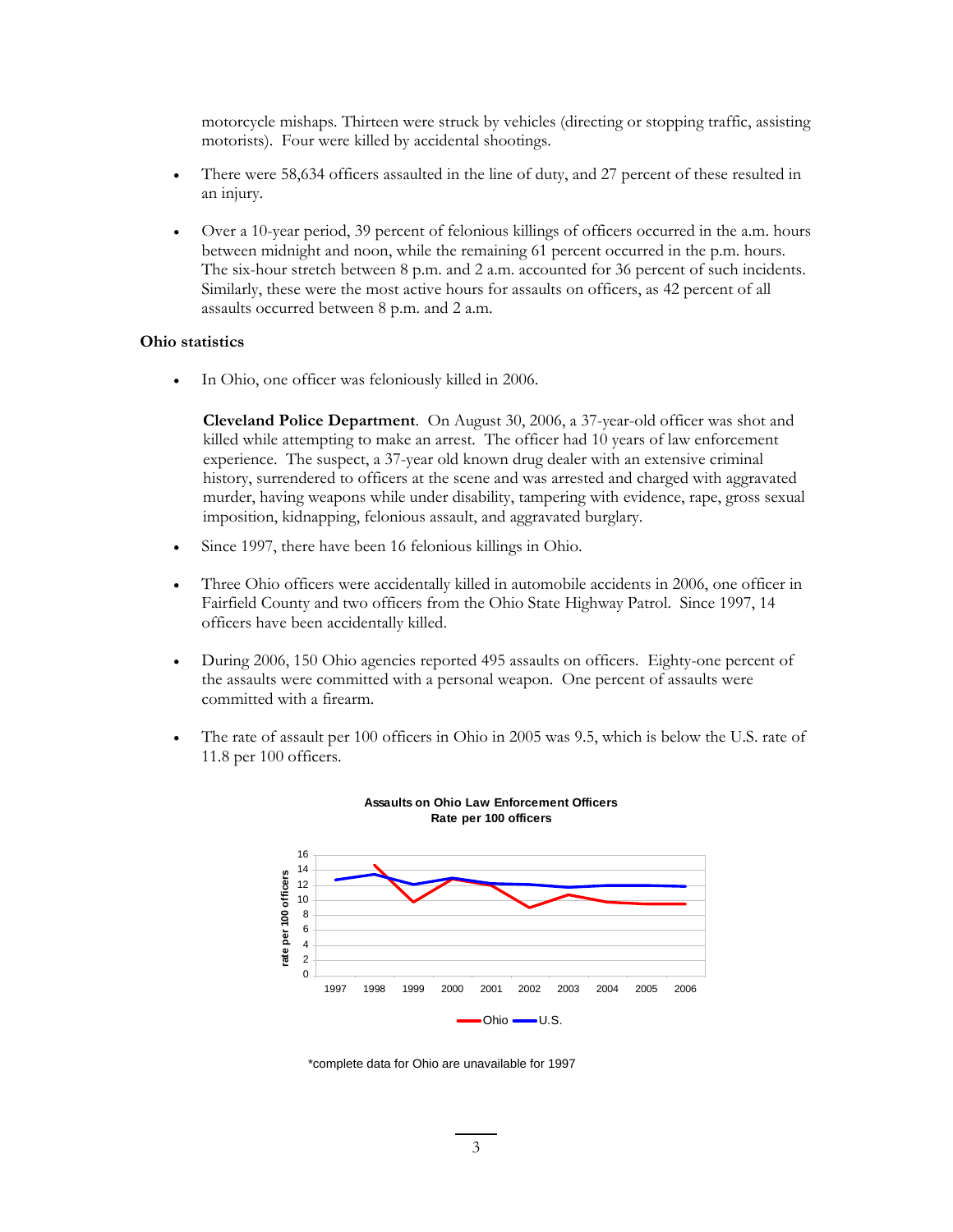motorcycle mishaps. Thirteen were struck by vehicles (directing or stopping traffic, assisting motorists). Four were killed by accidental shootings.

- There were 58,634 officers assaulted in the line of duty, and 27 percent of these resulted in an injury.

- Over a 10-year period, 39 percent of felonious killings of officers occurred in the a.m. hours between midnight and noon, while the remaining 61 percent occurred in the p.m. hours. The six-hour stretch between 8 p.m. and 2 a.m. accounted for 36 percent of such incidents. Similarly, these were the most active hours for assaults on officers, as 42 percent of all assaults occurred between 8 p.m. and 2 a.m.

### Ohio statistics

- In Ohio, one officer was feloniously killed in 2006.

  **Cleveland Police Department**. On August 30, 2006, a 37-year-old officer was shot and killed while attempting to make an arrest. The officer had 10 years of law enforcement experience. The suspect, a 37-year old known drug dealer with an extensive criminal history, surrendered to officers at the scene and was arrested and charged with aggravated murder, having weapons while under disability, tampering with evidence, rape, gross sexual imposition, kidnapping, felonious assault, and aggravated burglary.

- Since 1997, there have been 16 felonious killings in Ohio.

- Three Ohio officers were accidentally killed in automobile accidents in 2006, one officer in Fairfield County and two officers from the Ohio State Highway Patrol. Since 1997, 14 officers have been accidentally killed.

- During 2006, 150 Ohio agencies reported 495 assaults on officers. Eighty-one percent of the assaults were committed with a personal weapon. One percent of assaults were committed with a firearm.

- The rate of assault per 100 officers in Ohio in 2005 was 9.5, which is below the U.S. rate of 11.8 per 100 officers.

**Assaults on Ohio Law Enforcement Officers**
**Rate per 100 officers**

rate per 100 officers

0 2 4 6 8 10 12 14 16

1997 1998 1999 2000 2001 2002 2003 2004 2005 2006

Ohio U.S.

*complete data for Ohio are unavailable for 1997